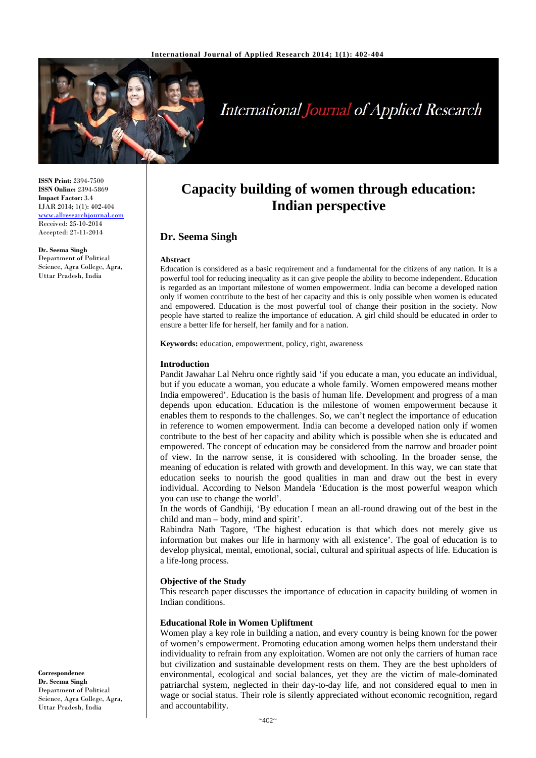**ISSN Print:** 2394-7500
**ISSN Online:** 2394-5869
**Impact Factor:** 3.4
IJAR 2014; 1(1): 402-404
www.allresearchjournal.com
Received: 25-10-2014
Accepted: 27-11-2014

**Dr. Seema Singh**
Department of Political Science, Agra College, Agra, Uttar Pradesh, India

**Correspondence**
**Dr. Seema Singh**
Department of Political Science, Agra College, Agra, Uttar Pradesh, India

# Capacity building of women through education: Indian perspective

## Dr. Seema Singh

### Abstract

Education is considered as a basic requirement and a fundamental for the citizens of any nation. It is a powerful tool for reducing inequality as it can give people the ability to become independent. Education is regarded as an important milestone of women empowerment. India can become a developed nation only if women contribute to the best of her capacity and this is only possible when women is educated and empowered. Education is the most powerful tool of change their position in the society. Now people have started to realize the importance of education. A girl child should be educated in order to ensure a better life for herself, her family and for a nation.

**Keywords:** education, empowerment, policy, right, awareness

### Introduction

Pandit Jawahar Lal Nehru once rightly said 'if you educate a man, you educate an individual, but if you educate a woman, you educate a whole family. Women empowered means mother India empowered'. Education is the basis of human life. Development and progress of a man depends upon education. Education is the milestone of women empowerment because it enables them to responds to the challenges. So, we can't neglect the importance of education in reference to women empowerment. India can become a developed nation only if women contribute to the best of her capacity and ability which is possible when she is educated and empowered. The concept of education may be considered from the narrow and broader point of view. In the narrow sense, it is considered with schooling. In the broader sense, the meaning of education is related with growth and development. In this way, we can state that education seeks to nourish the good qualities in man and draw out the best in every individual. According to Nelson Mandela 'Education is the most powerful weapon which you can use to change the world'.

In the words of Gandhiji, 'By education I mean an all-round drawing out of the best in the child and man – body, mind and spirit'.

Rabindra Nath Tagore, 'The highest education is that which does not merely give us information but makes our life in harmony with all existence'. The goal of education is to develop physical, mental, emotional, social, cultural and spiritual aspects of life. Education is a life-long process.

### Objective of the Study

This research paper discusses the importance of education in capacity building of women in Indian conditions.

### Educational Role in Women Upliftment

Women play a key role in building a nation, and every country is being known for the power of women's empowerment. Promoting education among women helps them understand their individuality to refrain from any exploitation. Women are not only the carriers of human race but civilization and sustainable development rests on them. They are the best upholders of environmental, ecological and social balances, yet they are the victim of male-dominated patriarchal system, neglected in their day-to-day life, and not considered equal to men in wage or social status. Their role is silently appreciated without economic recognition, regard and accountability.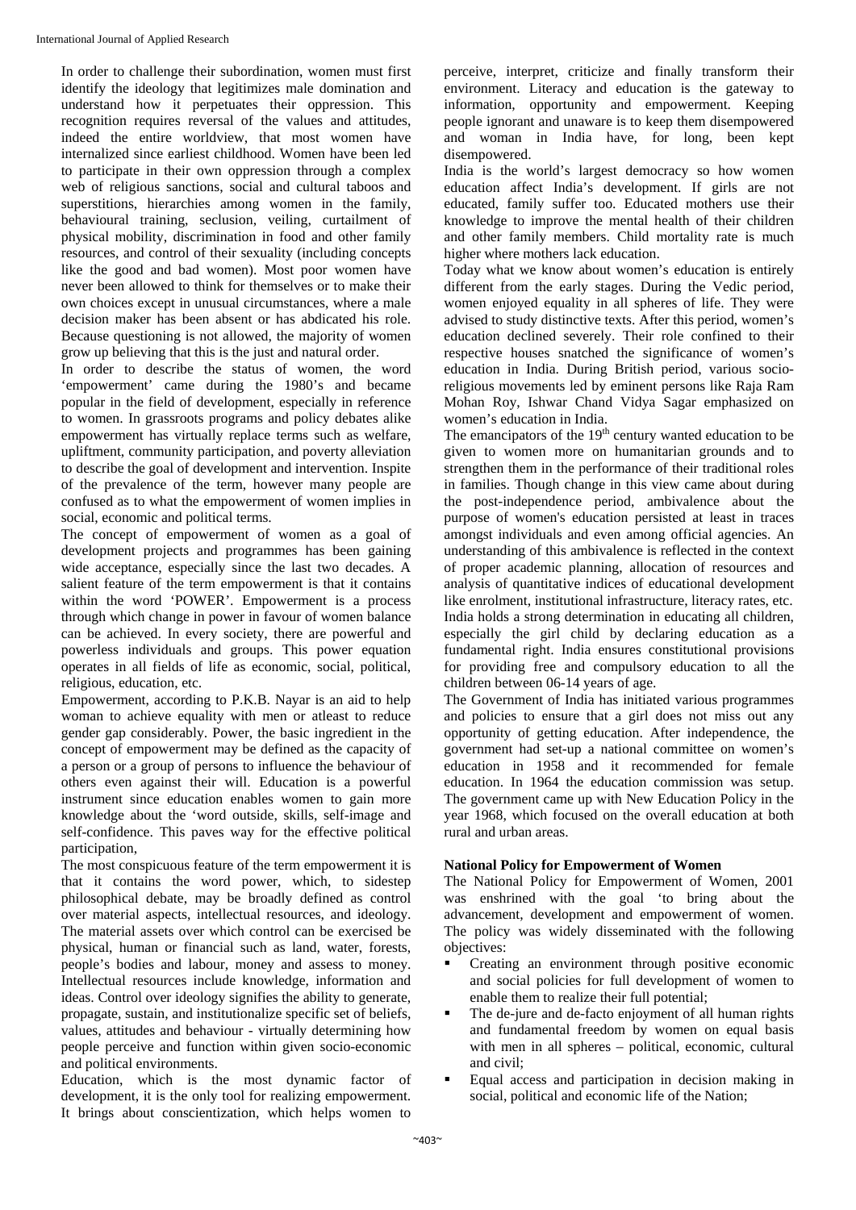In order to challenge their subordination, women must first identify the ideology that legitimizes male domination and understand how it perpetuates their oppression. This recognition requires reversal of the values and attitudes, indeed the entire worldview, that most women have internalized since earliest childhood. Women have been led to participate in their own oppression through a complex web of religious sanctions, social and cultural taboos and superstitions, hierarchies among women in the family, behavioural training, seclusion, veiling, curtailment of physical mobility, discrimination in food and other family resources, and control of their sexuality (including concepts like the good and bad women). Most poor women have never been allowed to think for themselves or to make their own choices except in unusual circumstances, where a male decision maker has been absent or has abdicated his role. Because questioning is not allowed, the majority of women grow up believing that this is the just and natural order.

In order to describe the status of women, the word 'empowerment' came during the 1980's and became popular in the field of development, especially in reference to women. In grassroots programs and policy debates alike empowerment has virtually replace terms such as welfare, upliftment, community participation, and poverty alleviation to describe the goal of development and intervention. Inspite of the prevalence of the term, however many people are confused as to what the empowerment of women implies in social, economic and political terms.

The concept of empowerment of women as a goal of development projects and programmes has been gaining wide acceptance, especially since the last two decades. A salient feature of the term empowerment is that it contains within the word 'POWER'. Empowerment is a process through which change in power in favour of women balance can be achieved. In every society, there are powerful and powerless individuals and groups. This power equation operates in all fields of life as economic, social, political, religious, education, etc.

Empowerment, according to P.K.B. Nayar is an aid to help woman to achieve equality with men or atleast to reduce gender gap considerably. Power, the basic ingredient in the concept of empowerment may be defined as the capacity of a person or a group of persons to influence the behaviour of others even against their will. Education is a powerful instrument since education enables women to gain more knowledge about the 'word outside, skills, self-image and self-confidence. This paves way for the effective political participation,

The most conspicuous feature of the term empowerment it is that it contains the word power, which, to sidestep philosophical debate, may be broadly defined as control over material aspects, intellectual resources, and ideology. The material assets over which control can be exercised be physical, human or financial such as land, water, forests, people's bodies and labour, money and assess to money. Intellectual resources include knowledge, information and ideas. Control over ideology signifies the ability to generate, propagate, sustain, and institutionalize specific set of beliefs, values, attitudes and behaviour - virtually determining how people perceive and function within given socio-economic and political environments.

Education, which is the most dynamic factor of development, it is the only tool for realizing empowerment. It brings about conscientization, which helps women to perceive, interpret, criticize and finally transform their environment. Literacy and education is the gateway to information, opportunity and empowerment. Keeping people ignorant and unaware is to keep them disempowered and woman in India have, for long, been kept disempowered.

India is the world's largest democracy so how women education affect India's development. If girls are not educated, family suffer too. Educated mothers use their knowledge to improve the mental health of their children and other family members. Child mortality rate is much higher where mothers lack education.

Today what we know about women's education is entirely different from the early stages. During the Vedic period, women enjoyed equality in all spheres of life. They were advised to study distinctive texts. After this period, women's education declined severely. Their role confined to their respective houses snatched the significance of women's education in India. During British period, various socio-religious movements led by eminent persons like Raja Ram Mohan Roy, Ishwar Chand Vidya Sagar emphasized on women's education in India.

The emancipators of the 19th century wanted education to be given to women more on humanitarian grounds and to strengthen them in the performance of their traditional roles in families. Though change in this view came about during the post-independence period, ambivalence about the purpose of women's education persisted at least in traces amongst individuals and even among official agencies. An understanding of this ambivalence is reflected in the context of proper academic planning, allocation of resources and analysis of quantitative indices of educational development like enrolment, institutional infrastructure, literacy rates, etc. India holds a strong determination in educating all children, especially the girl child by declaring education as a fundamental right. India ensures constitutional provisions for providing free and compulsory education to all the children between 06-14 years of age.

The Government of India has initiated various programmes and policies to ensure that a girl does not miss out any opportunity of getting education. After independence, the government had set-up a national committee on women's education in 1958 and it recommended for female education. In 1964 the education commission was setup. The government came up with New Education Policy in the year 1968, which focused on the overall education at both rural and urban areas.

### National Policy for Empowerment of Women

The National Policy for Empowerment of Women, 2001 was enshrined with the goal 'to bring about the advancement, development and empowerment of women. The policy was widely disseminated with the following objectives:

- Creating an environment through positive economic and social policies for full development of women to enable them to realize their full potential;
- The de-jure and de-facto enjoyment of all human rights and fundamental freedom by women on equal basis with men in all spheres – political, economic, cultural and civil;
- Equal access and participation in decision making in social, political and economic life of the Nation;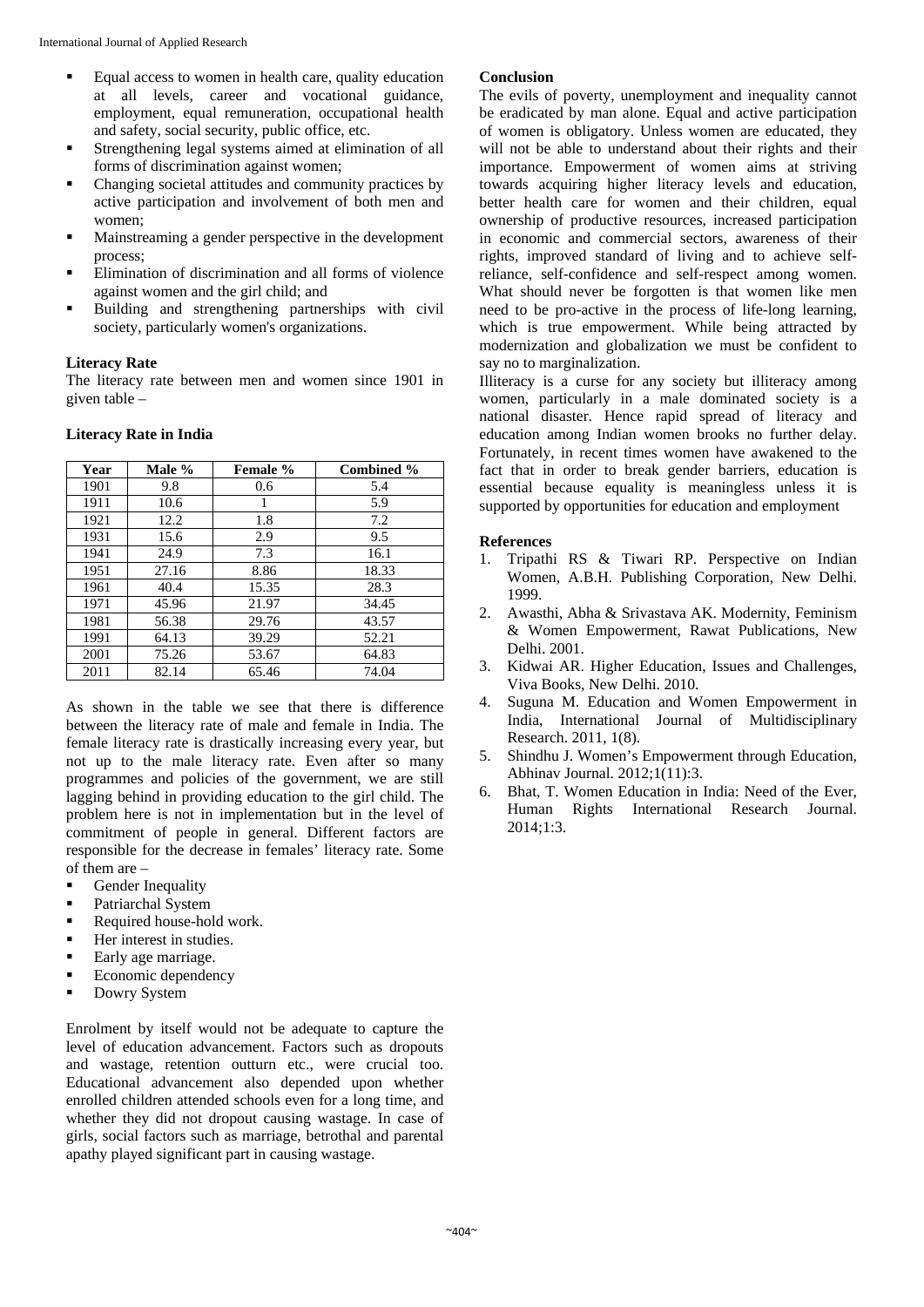- Equal access to women in health care, quality education at all levels, career and vocational guidance, employment, equal remuneration, occupational health and safety, social security, public office, etc.
- Strengthening legal systems aimed at elimination of all forms of discrimination against women;
- Changing societal attitudes and community practices by active participation and involvement of both men and women;
- Mainstreaming a gender perspective in the development process;
- Elimination of discrimination and all forms of violence against women and the girl child; and
- Building and strengthening partnerships with civil society, particularly women's organizations.

**Literacy Rate**

The literacy rate between men and women since 1901 in given table –

**Literacy Rate in India**

| Year | Male % | Female % | Combined % |
|---|---|---|---|
| 1901 | 9.8 | 0.6 | 5.4 |
| 1911 | 10.6 | 1 | 5.9 |
| 1921 | 12.2 | 1.8 | 7.2 |
| 1931 | 15.6 | 2.9 | 9.5 |
| 1941 | 24.9 | 7.3 | 16.1 |
| 1951 | 27.16 | 8.86 | 18.33 |
| 1961 | 40.4 | 15.35 | 28.3 |
| 1971 | 45.96 | 21.97 | 34.45 |
| 1981 | 56.38 | 29.76 | 43.57 |
| 1991 | 64.13 | 39.29 | 52.21 |
| 2001 | 75.26 | 53.67 | 64.83 |
| 2011 | 82.14 | 65.46 | 74.04 |

As shown in the table we see that there is difference between the literacy rate of male and female in India. The female literacy rate is drastically increasing every year, but not up to the male literacy rate. Even after so many programmes and policies of the government, we are still lagging behind in providing education to the girl child. The problem here is not in implementation but in the level of commitment of people in general. Different factors are responsible for the decrease in females' literacy rate. Some of them are –

- Gender Inequality
- Patriarchal System
- Required house-hold work.
- Her interest in studies.
- Early age marriage.
- Economic dependency
- Dowry System

Enrolment by itself would not be adequate to capture the level of education advancement. Factors such as dropouts and wastage, retention outturn etc., were crucial too. Educational advancement also depended upon whether enrolled children attended schools even for a long time, and whether they did not dropout causing wastage. In case of girls, social factors such as marriage, betrothal and parental apathy played significant part in causing wastage.

**Conclusion**

The evils of poverty, unemployment and inequality cannot be eradicated by man alone. Equal and active participation of women is obligatory. Unless women are educated, they will not be able to understand about their rights and their importance. Empowerment of women aims at striving towards acquiring higher literacy levels and education, better health care for women and their children, equal ownership of productive resources, increased participation in economic and commercial sectors, awareness of their rights, improved standard of living and to achieve self-reliance, self-confidence and self-respect among women. What should never be forgotten is that women like men need to be pro-active in the process of life-long learning, which is true empowerment. While being attracted by modernization and globalization we must be confident to say no to marginalization.

Illiteracy is a curse for any society but illiteracy among women, particularly in a male dominated society is a national disaster. Hence rapid spread of literacy and education among Indian women brooks no further delay. Fortunately, in recent times women have awakened to the fact that in order to break gender barriers, education is essential because equality is meaningless unless it is supported by opportunities for education and employment

**References**

1. Tripathi RS & Tiwari RP. Perspective on Indian Women, A.B.H. Publishing Corporation, New Delhi. 1999.
2. Awasthi, Abha & Srivastava AK. Modernity, Feminism & Women Empowerment, Rawat Publications, New Delhi. 2001.
3. Kidwai AR. Higher Education, Issues and Challenges, Viva Books, New Delhi. 2010.
4. Suguna M. Education and Women Empowerment in India, International Journal of Multidisciplinary Research. 2011, 1(8).
5. Shindhu J. Women's Empowerment through Education, Abhinav Journal. 2012;1(11):3.
6. Bhat, T. Women Education in India: Need of the Ever, Human Rights International Research Journal. 2014;1:3.